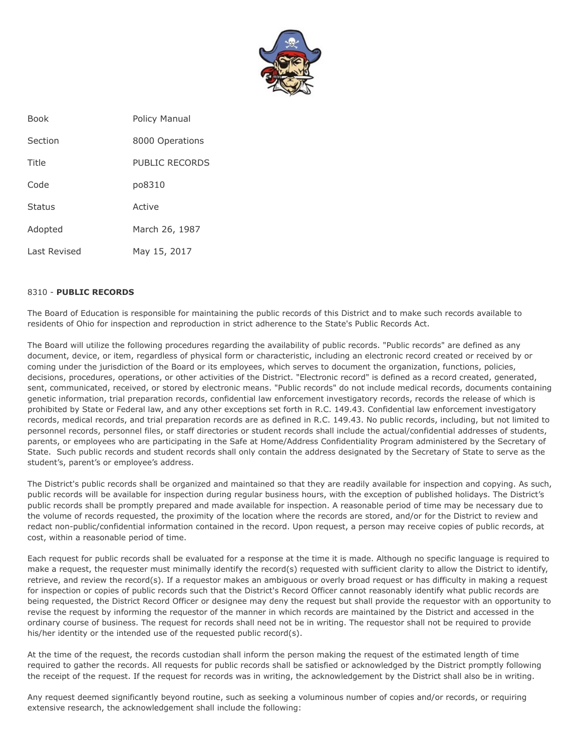| Book | Policy Manual |
| --- | --- |
| Section | 8000 Operations |
| Title | PUBLIC RECORDS |
| Code | po8310 |
| Status | Active |
| Adopted | March 26, 1987 |
| Last Revised | May 15, 2017 |

## 8310 - **PUBLIC RECORDS**

The Board of Education is responsible for maintaining the public records of this District and to make such records available to residents of Ohio for inspection and reproduction in strict adherence to the State's Public Records Act.

The Board will utilize the following procedures regarding the availability of public records. "Public records" are defined as any document, device, or item, regardless of physical form or characteristic, including an electronic record created or received by or coming under the jurisdiction of the Board or its employees, which serves to document the organization, functions, policies, decisions, procedures, operations, or other activities of the District. "Electronic record" is defined as a record created, generated, sent, communicated, received, or stored by electronic means. "Public records" do not include medical records, documents containing genetic information, trial preparation records, confidential law enforcement investigatory records, records the release of which is prohibited by State or Federal law, and any other exceptions set forth in R.C. 149.43. Confidential law enforcement investigatory records, medical records, and trial preparation records are as defined in R.C. 149.43. No public records, including, but not limited to personnel records, personnel files, or staff directories or student records shall include the actual/confidential addresses of students, parents, or employees who are participating in the Safe at Home/Address Confidentiality Program administered by the Secretary of State. Such public records and student records shall only contain the address designated by the Secretary of State to serve as the student's, parent's or employee's address.

The District's public records shall be organized and maintained so that they are readily available for inspection and copying. As such, public records will be available for inspection during regular business hours, with the exception of published holidays. The District's public records shall be promptly prepared and made available for inspection. A reasonable period of time may be necessary due to the volume of records requested, the proximity of the location where the records are stored, and/or for the District to review and redact non-public/confidential information contained in the record. Upon request, a person may receive copies of public records, at cost, within a reasonable period of time.

Each request for public records shall be evaluated for a response at the time it is made. Although no specific language is required to make a request, the requester must minimally identify the record(s) requested with sufficient clarity to allow the District to identify, retrieve, and review the record(s). If a requestor makes an ambiguous or overly broad request or has difficulty in making a request for inspection or copies of public records such that the District's Record Officer cannot reasonably identify what public records are being requested, the District Record Officer or designee may deny the request but shall provide the requestor with an opportunity to revise the request by informing the requestor of the manner in which records are maintained by the District and accessed in the ordinary course of business. The request for records shall need not be in writing. The requestor shall not be required to provide his/her identity or the intended use of the requested public record(s).

At the time of the request, the records custodian shall inform the person making the request of the estimated length of time required to gather the records. All requests for public records shall be satisfied or acknowledged by the District promptly following the receipt of the request. If the request for records was in writing, the acknowledgement by the District shall also be in writing.

Any request deemed significantly beyond routine, such as seeking a voluminous number of copies and/or records, or requiring extensive research, the acknowledgement shall include the following: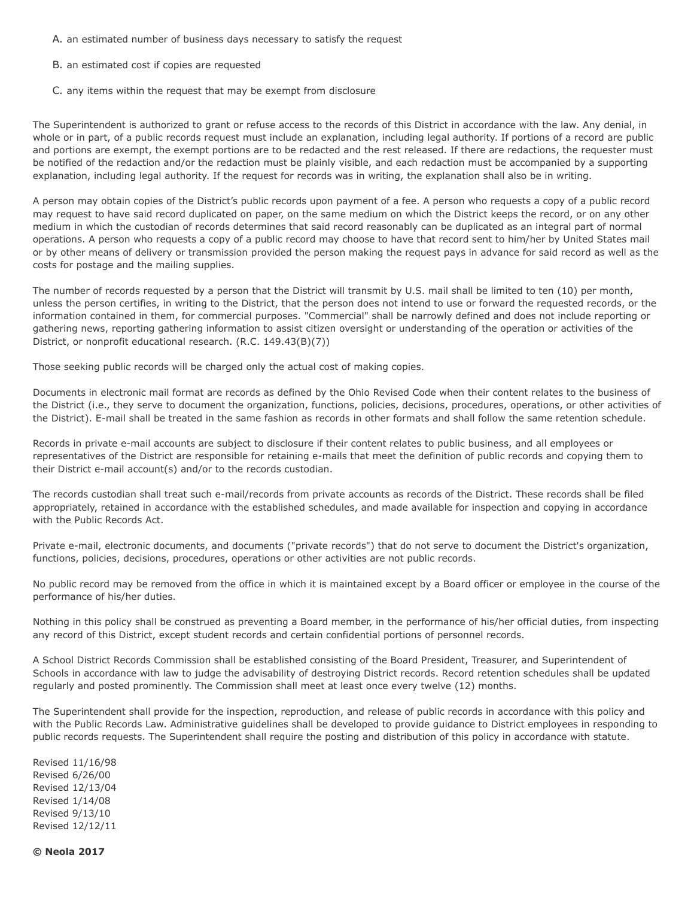A. an estimated number of business days necessary to satisfy the request

B. an estimated cost if copies are requested

C. any items within the request that may be exempt from disclosure

The Superintendent is authorized to grant or refuse access to the records of this District in accordance with the law. Any denial, in whole or in part, of a public records request must include an explanation, including legal authority. If portions of a record are public and portions are exempt, the exempt portions are to be redacted and the rest released. If there are redactions, the requester must be notified of the redaction and/or the redaction must be plainly visible, and each redaction must be accompanied by a supporting explanation, including legal authority. If the request for records was in writing, the explanation shall also be in writing.

A person may obtain copies of the District's public records upon payment of a fee. A person who requests a copy of a public record may request to have said record duplicated on paper, on the same medium on which the District keeps the record, or on any other medium in which the custodian of records determines that said record reasonably can be duplicated as an integral part of normal operations. A person who requests a copy of a public record may choose to have that record sent to him/her by United States mail or by other means of delivery or transmission provided the person making the request pays in advance for said record as well as the costs for postage and the mailing supplies.

The number of records requested by a person that the District will transmit by U.S. mail shall be limited to ten (10) per month, unless the person certifies, in writing to the District, that the person does not intend to use or forward the requested records, or the information contained in them, for commercial purposes. "Commercial" shall be narrowly defined and does not include reporting or gathering news, reporting gathering information to assist citizen oversight or understanding of the operation or activities of the District, or nonprofit educational research. (R.C. 149.43(B)(7))

Those seeking public records will be charged only the actual cost of making copies.

Documents in electronic mail format are records as defined by the Ohio Revised Code when their content relates to the business of the District (i.e., they serve to document the organization, functions, policies, decisions, procedures, operations, or other activities of the District). E-mail shall be treated in the same fashion as records in other formats and shall follow the same retention schedule.

Records in private e-mail accounts are subject to disclosure if their content relates to public business, and all employees or representatives of the District are responsible for retaining e-mails that meet the definition of public records and copying them to their District e-mail account(s) and/or to the records custodian.

The records custodian shall treat such e-mail/records from private accounts as records of the District. These records shall be filed appropriately, retained in accordance with the established schedules, and made available for inspection and copying in accordance with the Public Records Act.

Private e-mail, electronic documents, and documents ("private records") that do not serve to document the District's organization, functions, policies, decisions, procedures, operations or other activities are not public records.

No public record may be removed from the office in which it is maintained except by a Board officer or employee in the course of the performance of his/her duties.

Nothing in this policy shall be construed as preventing a Board member, in the performance of his/her official duties, from inspecting any record of this District, except student records and certain confidential portions of personnel records.

A School District Records Commission shall be established consisting of the Board President, Treasurer, and Superintendent of Schools in accordance with law to judge the advisability of destroying District records. Record retention schedules shall be updated regularly and posted prominently. The Commission shall meet at least once every twelve (12) months.

The Superintendent shall provide for the inspection, reproduction, and release of public records in accordance with this policy and with the Public Records Law. Administrative guidelines shall be developed to provide guidance to District employees in responding to public records requests. The Superintendent shall require the posting and distribution of this policy in accordance with statute.

Revised 11/16/98
Revised 6/26/00
Revised 12/13/04
Revised 1/14/08
Revised 9/13/10
Revised 12/12/11

**© Neola 2017**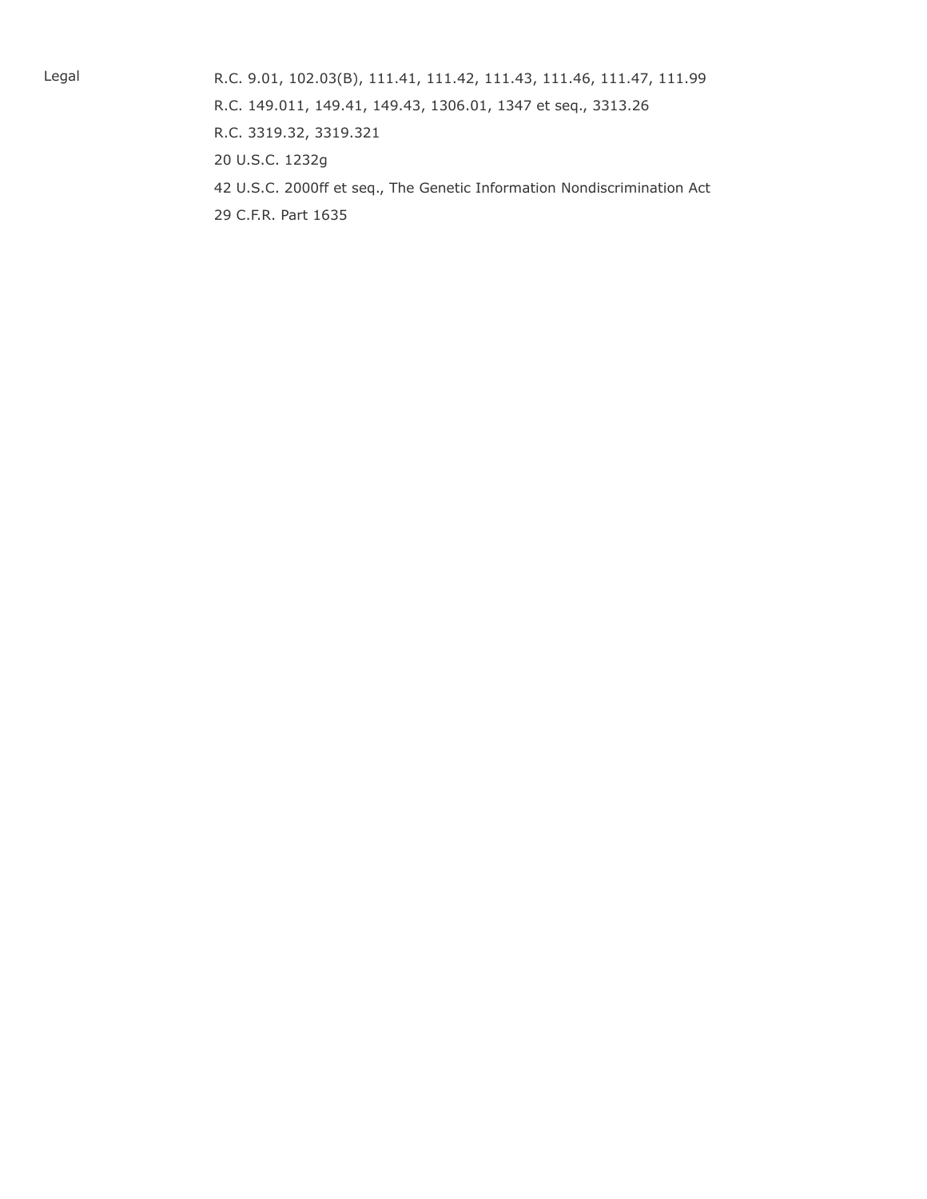| | |
|---|---|
| Legal | R.C. 9.01, 102.03(B), 111.41, 111.42, 111.43, 111.46, 111.47, 111.99 |
| | R.C. 149.011, 149.41, 149.43, 1306.01, 1347 et seq., 3313.26 |
| | R.C. 3319.32, 3319.321 |
| | 20 U.S.C. 1232g |
| | 42 U.S.C. 2000ff et seq., The Genetic Information Nondiscrimination Act |
| | 29 C.F.R. Part 1635 |